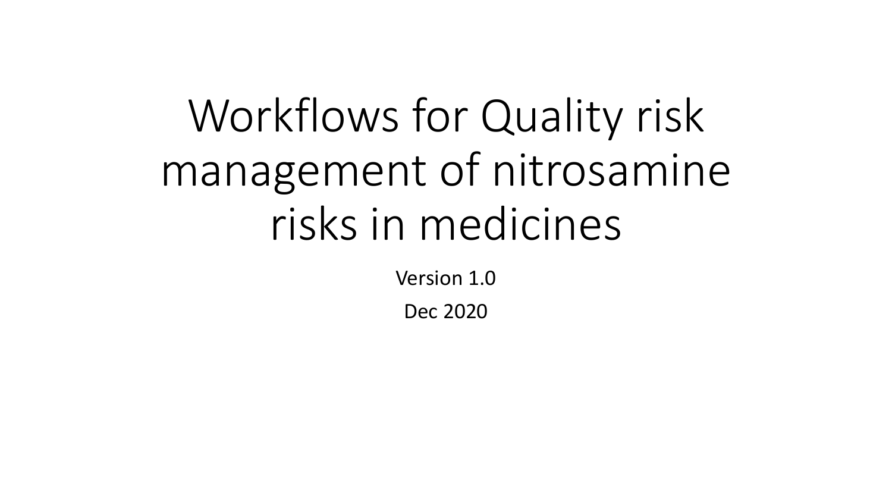# Workflows for Quality risk management of nitrosamine risks in medicines

Version 1.0

Dec 2020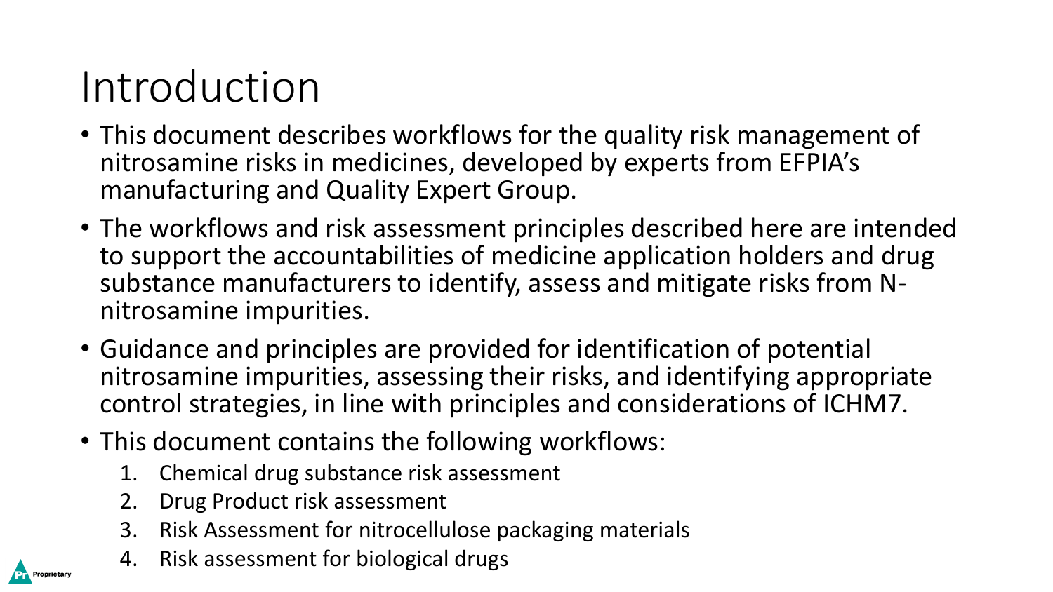# Introduction

- This document describes workflows for the quality risk management of nitrosamine risks in medicines, developed by experts from EFPIA's manufacturing and Quality Expert Group.
- The workflows and risk assessment principles described here are intended to support the accountabilities of medicine application holders and drug substance manufacturers to identify, assess and mitigate risks from N-nitrosamine impurities.
- Guidance and principles are provided for identification of potential nitrosamine impurities, assessing their risks, and identifying appropriate control strategies, in line with principles and considerations of ICHM7.
- This document contains the following workflows:
  1. Chemical drug substance risk assessment
  2. Drug Product risk assessment
  3. Risk Assessment for nitrocellulose packaging materials
  4. Risk assessment for biological drugs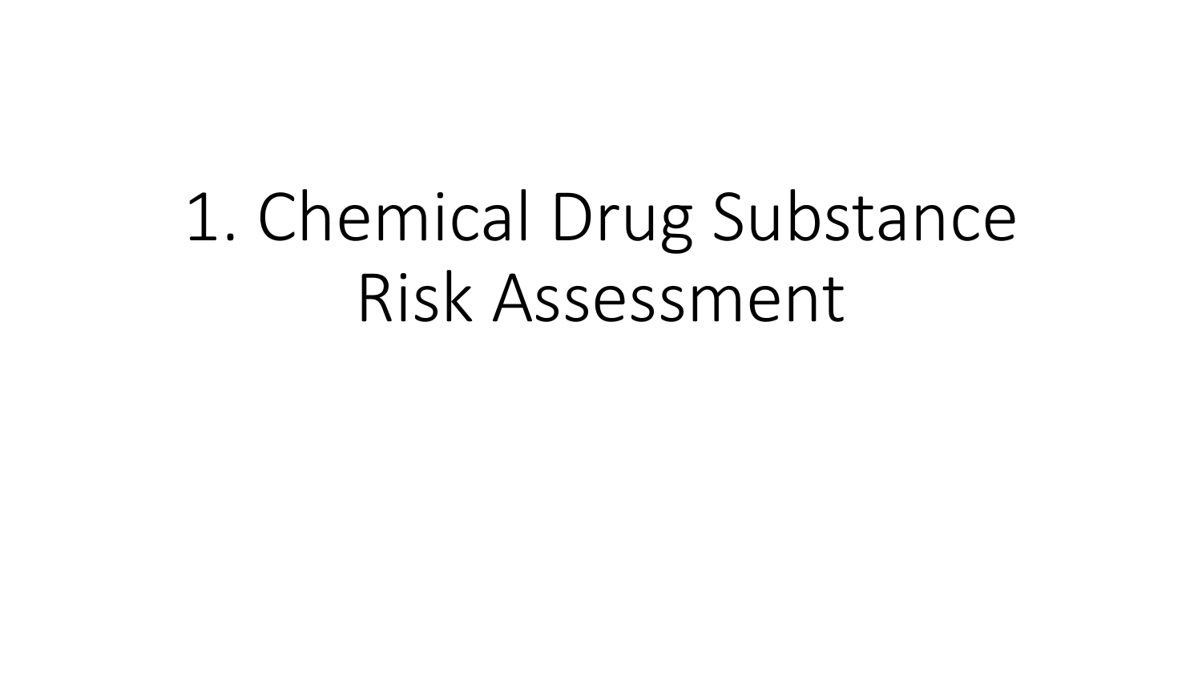# 1. Chemical Drug Substance Risk Assessment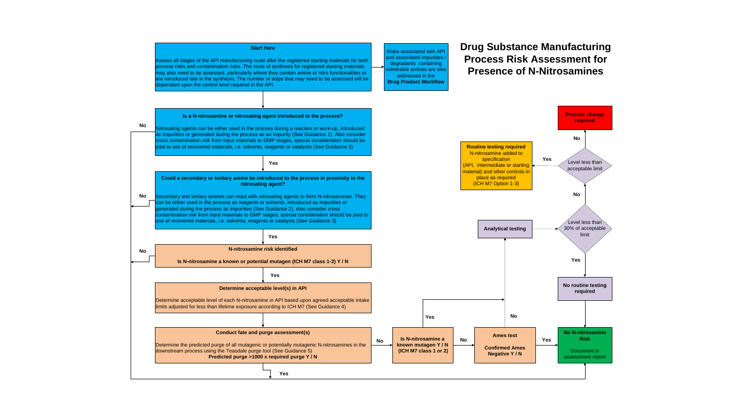# Drug Substance Manufacturing Process Risk Assessment for Presence of N-Nitrosamines

**Start Here**

Assess all stages of the API manufacturing route after the registered starting materials for both process risks and contamination risks. The route of synthesis for registered starting materials may also need to be assessed, particularly where they contain amine or nitro functionalities or are introduced late in the synthesis. The number of steps that may need to be assessed will be dependant upon the control level required in the API.

Risks associated with API and associated impurities / degradants containing vulnerable amines are also addressed in the **Drug Product Workflow**

**Is a N-nitrosamine or nitrosating agent introduced to the process?**

Nitrosating agents can be either used in the process during a reaction or work-up, introduced as impurities or generated during the process as an impurity (See Guidance 1). Also consider cross contamination risk from input materials to GMP stages, special consideration should be paid to use of recovered materials, i.e. solvents, reagents or catalysts (See Guidance 3)

- No → No N-nitrosamine Risk
- Yes →

**Could a secondary or tertiary amine be introduced to the process in proximity to the nitrosating agent?**

Secondary and tertiary amines can react with nitrosating agents to form N-nitrosamines. They can be either used in the process as reagents or solvents, introduced as impurities or generated during the process as impurities (See Guidance 2). Also consider cross contamination risk from input materials to GMP stages, special consideration should be paid to use of recovered materials, i.e. solvents, reagents or catalysts (See Guidance 3)

- No → No N-nitrosamine Risk
- Yes →

**N-nitrosamine risk identified**

**Is N-nitrosamine a known or potential mutagen (ICH M7 class 1-3) Y / N**

- No → No N-nitrosamine Risk
- Yes →

**Determine acceptable level(s) in API**

Determine acceptable level of each N-nitrosamine in API based upon agreed acceptable intake limits adjusted for less than lifetime exposure according to ICH M7 (See Guidance 4)

**Conduct fate and purge assessment(s)**

Determine the predicted purge of all mutagenic or potentially mutagenic N-nitrosamines in the downstream process using the Teasdale purge tool (See Guidance 5)

**Predicted purge >1000 x required purge Y / N**

- Yes → No N-nitrosamine Risk
- No → **Is N-nitrosamine a known mutagen Y / N (ICH M7 class 1 or 2)**
  - Yes → Analytical testing
  - No → **Ames test — Confirmed Ames Negative Y / N**
    - Yes → No N-nitrosamine Risk
    - No → Analytical testing

**Analytical testing** → Level less than 30% of acceptable limit

- Yes → **No routine testing required** → No N-nitrosamine Risk
- No → Level less than acceptable limit
  - Yes → **Routine testing required** N-nitrosamine added to specification (API, intermediate or starting material) and other controls in place as required (ICH M7 Option 1-3)
  - No → **Process change required**

**No N-nitrosamine Risk**

Document in assessment report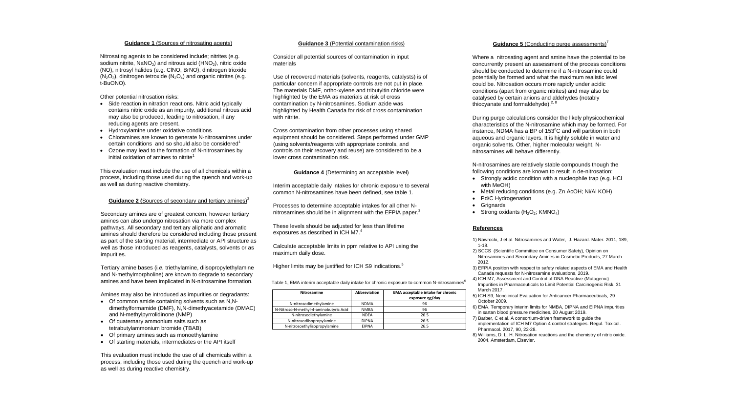**Guidance 1** (Sources of nitrosating agents)

Nitrosating agents to be considered include; nitrites (e.g. sodium nitrite, $NaNO_2$) and nitrous acid ($HNO_2$), nitric oxide (NO), nitrosyl halides (e.g. ClNO, BrNO), dinitrogen trioxide ($N_2O_3$), dinitrogen tetroxide ($N_2O_4$) and organic nitrites (e.g. t-BuONO).

Other potential nitrosation risks:

- Side reaction in nitration reactions. Nitric acid typically contains nitric oxide as an impurity, additional nitrous acid may also be produced, leading to nitrosation, if any reducing agents are present.
- Hydroxylamine under oxidative conditions
- Chloramines are known to generate N-nitrosamines under certain conditions and so should also be considered[1]
- Ozone may lead to the formation of N-nitrosamines by initial oxidation of amines to nitrite[1]

This evaluation must include the use of all chemicals within a process, including those used during the quench and work-up as well as during reactive chemistry.

**Guidance 2 (**Sources of secondary and tertiary amines)[2]

Secondary amines are of greatest concern, however tertiary amines can also undergo nitrosation via more complex pathways. All secondary and tertiary aliphatic and aromatic amines should therefore be considered including those present as part of the starting material, intermediate or API structure as well as those introduced as reagents, catalysts, solvents or as impurities.

Tertiary amine bases (i.e. triethylamine, diisopropylethylamine and N-methylmorpholine) are known to degrade to secondary amines and have been implicated in N-nitrosamine formation.

Amines may also be introduced as impurities or degradants:

- Of common amide containing solvents such as N,N-dimethylformamide (DMF), N,N-dimethyacetamide (DMAC) and N-methylpyrrolidinone (NMP)
- Of quaternary ammonium salts such as tetrabutylammonium bromide (TBAB)
- Of primary amines such as monoethylamine
- Of starting materials, intermediates or the API itself

This evaluation must include the use of all chemicals within a process, including those used during the quench and work-up as well as during reactive chemistry.

**Guidance 3** (Potential contamination risks)

Consider all potential sources of contamination in input materials

Use of recovered materials (solvents, reagents, catalysts) is of particular concern if appropriate controls are not put in place. The materials DMF, ortho-xylene and tributyltin chloride were highlighted by the EMA as materials at risk of cross contamination by N-nitrosamines. Sodium azide was highlighted by Health Canada for risk of cross contamination with nitrite.

Cross contamination from other processes using shared equipment should be considered. Steps performed under GMP (using solvents/reagents with appropriate controls, and controls on their recovery and reuse) are considered to be a lower cross contamination risk.

**Guidance 4** (Determining an acceptable level)

Interim acceptable daily intakes for chronic exposure to several common N-nitrosamines have been defined, see table 1.

Processes to determine acceptable intakes for all other N-nitrosamines should be in alignment with the EFPIA paper.[3]

These levels should be adjusted for less than lifetime exposures as described in ICH M7.[4]

Calculate acceptable limits in ppm relative to API using the maximum daily dose.

Higher limits may be justified for ICH S9 indications.[5]

Table 1, EMA interim acceptable daily intake for chronic exposure to common N-nitrosamines[6]

| Nitrosamine | Abbreviation | EMA acceptable intake for chronic exposure ng/day |
|---|---|---|
| N-nitrosodimethylamine | NDMA | 96 |
| N-Nitroso-N-methyl-4-aminobutyric Acid | NMBA | 96 |
| N-nitrosodiethylamine | NDEA | 26.5 |
| N-nitrosodiisopropylamine | DIPNA | 26.5 |
| N-nitrosoethylisopropylamine | EIPNA | 26.5 |

**Guidance 5** (Conducting purge assessments)[7]

Where a nitrosating agent and amine have the potential to be concurrently present an assessment of the process conditions should be conducted to determine if a N-nitrosamine could potentially be formed and what the maximum realistic level could be. Nitrosation occurs more rapidly under acidic conditions (apart from organic nitrites) and may also be catalysed by certain anions and aldehydes (notably thiocyanate and formaldehyde).[2, 8]

During purge calculations consider the likely physicochemical characteristics of the N-nitrosamine which may be formed. For instance, NDMA has a BP of 153°C and will partition in both aqueous and organic layers. It is highly soluble in water and organic solvents. Other, higher molecular weight, N-nitrosamines will behave differently.

N-nitrosamines are relatively stable compounds though the following conditions are known to result in de-nitrosation:

- Strongly acidic condition with a nucleophile trap (e.g. HCl with MeOH)
- Metal reducing conditions (e.g. Zn AcOH; Ni/Al KOH)
- Pd/C Hydrogenation
- Grignards
- Strong oxidants ($H_2O_2$; $KMNO_4$)

**References**

1) Nawrocki, J et al. Nitrosamines and Water, J. Hazard. Mater. 2011, 189, 1-18.
2) SCCS (Scientific Committee on Consumer Safety), Opinion on Nitrosamines and Secondary Amines in Cosmetic Products, 27 March 2012.
3) EFPIA position with respect to safety related aspects of EMA and Health Canada requests for N-nitrosamine evaluations, 2019.
4) ICH M7, Assessment and Control of DNA Reactive (Mutagenic) Impurities in Pharmaceuticals to Limit Potential Carcinogenic Risk, 31 March 2017.
5) ICH S9, Nonclinical Evaluation for Anticancer Pharmaceuticals, 29 October 2009.
6) EMA, Temporary interim limits for NMBA, DIPNA and EIPNA impurities in sartan blood pressure medicines, 20 August 2019.
7) Barber, C et al. A consortium-driven framework to guide the implementation of ICH M7 Option 4 control strategies. Regul. Toxicol. Pharmacol. 2017, 90, 22-28.
8) Williams, D. L. H. Nitrosation reactions and the chemistry of nitric oxide. 2004, Amsterdam, Elsevier.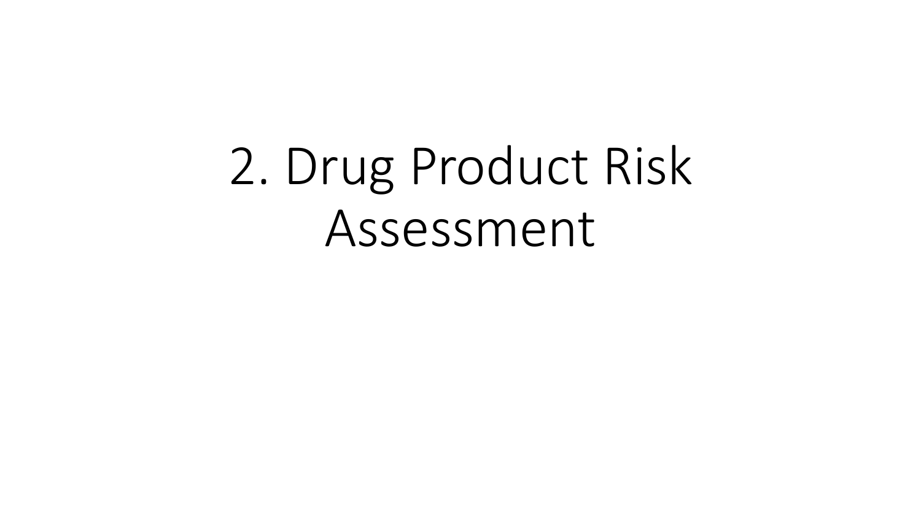# 2. Drug Product Risk Assessment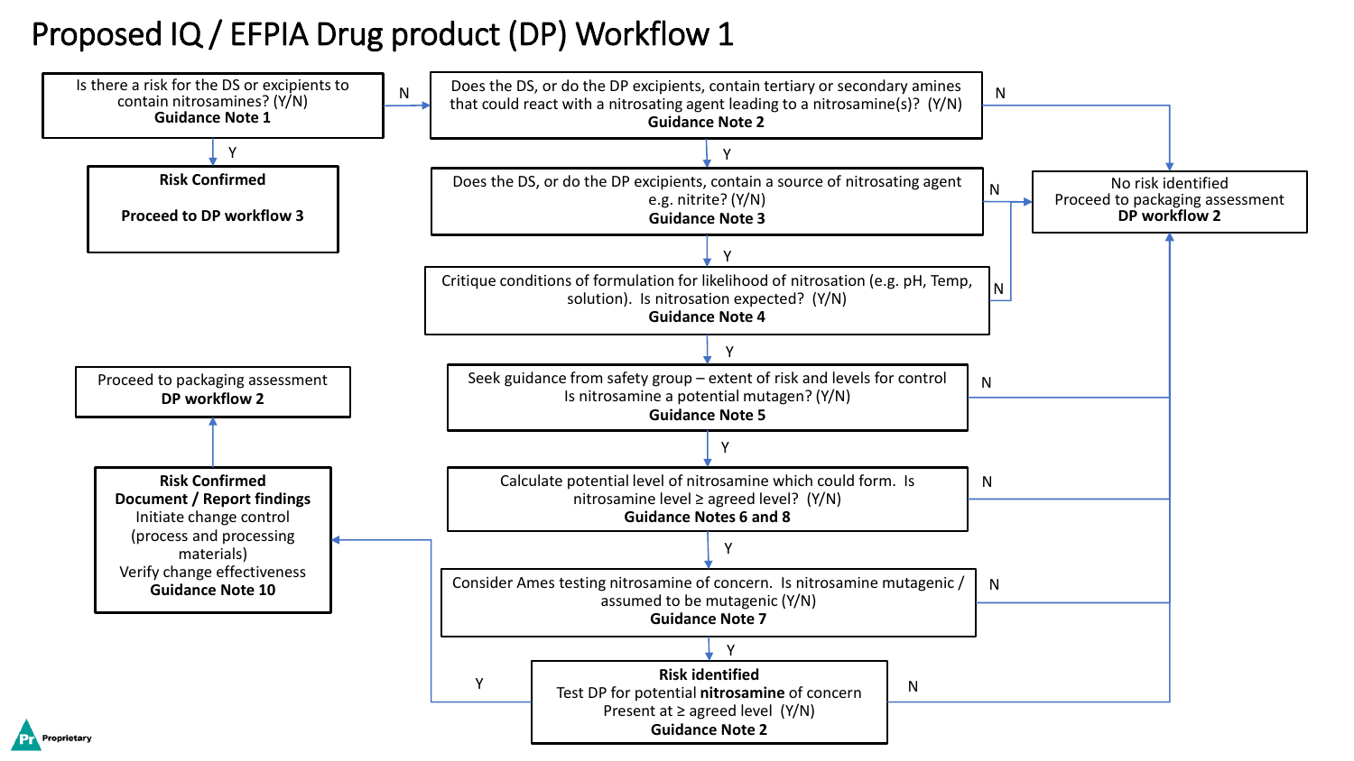# Proposed IQ / EFPIA Drug product (DP) Workflow 1

Is there a risk for the DS or excipients to contain nitrosamines? (Y/N)
**Guidance Note 1**

- Y → **Risk Confirmed** — **Proceed to DP workflow 3**
- N → Does the DS, or do the DP excipients, contain tertiary or secondary amines that could react with a nitrosating agent leading to a nitrosamine(s)? (Y/N) **Guidance Note 2**

Does the DS, or do the DP excipients, contain tertiary or secondary amines that could react with a nitrosating agent leading to a nitrosamine(s)? (Y/N)
**Guidance Note 2**

- N → No risk identified. Proceed to packaging assessment **DP workflow 2**
- Y → Does the DS, or do the DP excipients, contain a source of nitrosating agent e.g. nitrite? (Y/N) **Guidance Note 3**

Does the DS, or do the DP excipients, contain a source of nitrosating agent e.g. nitrite? (Y/N)
**Guidance Note 3**

- N → No risk identified. Proceed to packaging assessment **DP workflow 2**
- Y → Critique conditions of formulation for likelihood of nitrosation (e.g. pH, Temp, solution). Is nitrosation expected? (Y/N) **Guidance Note 4**

Critique conditions of formulation for likelihood of nitrosation (e.g. pH, Temp, solution). Is nitrosation expected? (Y/N)
**Guidance Note 4**

- N → No risk identified. Proceed to packaging assessment **DP workflow 2**
- Y → Seek guidance from safety group – extent of risk and levels for control. Is nitrosamine a potential mutagen? (Y/N) **Guidance Note 5**

Seek guidance from safety group – extent of risk and levels for control
Is nitrosamine a potential mutagen? (Y/N)
**Guidance Note 5**

- N → No risk identified. Proceed to packaging assessment **DP workflow 2**
- Y → Calculate potential level of nitrosamine which could form. Is nitrosamine level ≥ agreed level? (Y/N) **Guidance Notes 6 and 8**

Calculate potential level of nitrosamine which could form. Is nitrosamine level ≥ agreed level? (Y/N)
**Guidance Notes 6 and 8**

- N → No risk identified. Proceed to packaging assessment **DP workflow 2**
- Y → Consider Ames testing nitrosamine of concern. Is nitrosamine mutagenic / assumed to be mutagenic (Y/N) **Guidance Note 7**

Consider Ames testing nitrosamine of concern. Is nitrosamine mutagenic / assumed to be mutagenic (Y/N)
**Guidance Note 7**

- N → No risk identified. Proceed to packaging assessment **DP workflow 2**
- Y → **Risk identified** Test DP for potential **nitrosamine** of concern. Present at ≥ agreed level (Y/N) **Guidance Note 2**

**Risk identified**
Test DP for potential **nitrosamine** of concern
Present at ≥ agreed level (Y/N)
**Guidance Note 2**

- N → No risk identified. Proceed to packaging assessment **DP workflow 2**
- Y → **Risk Confirmed**

**Risk Confirmed**
**Document / Report findings**
Initiate change control (process and processing materials)
Verify change effectiveness
**Guidance Note 10**

→ Proceed to packaging assessment **DP workflow 2**

No risk identified
Proceed to packaging assessment
**DP workflow 2**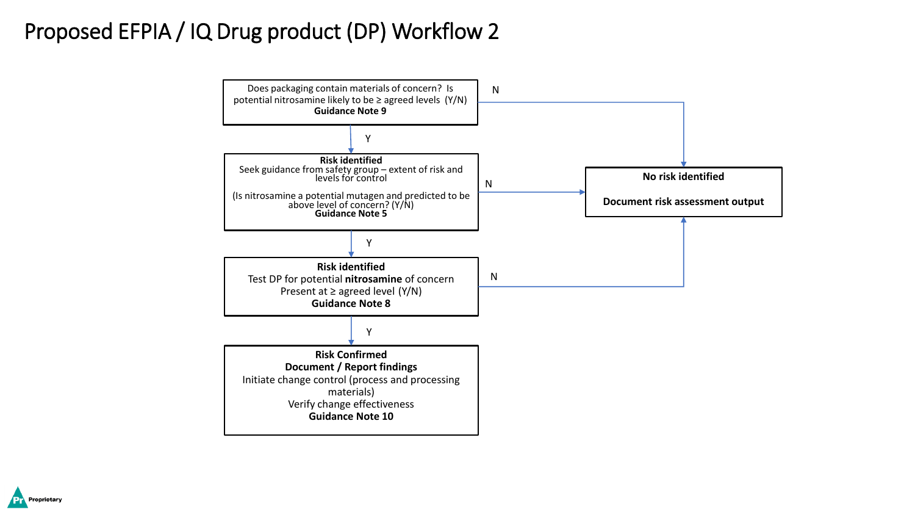# Proposed EFPIA / IQ Drug product (DP) Workflow 2

Does packaging contain materials of concern? Is potential nitrosamine likely to be ≥ agreed levels (Y/N)
**Guidance Note 9**

- N → **No risk identified** / **Document risk assessment output**
- Y ↓

**Risk identified**
Seek guidance from safety group – extent of risk and levels for control

(Is nitrosamine a potential mutagen and predicted to be above level of concern? (Y/N)
**Guidance Note 5**

- N → **No risk identified** / **Document risk assessment output**
- Y ↓

**Risk identified**
Test DP for potential **nitrosamine** of concern
Present at ≥ agreed level (Y/N)
**Guidance Note 8**

- N → **No risk identified** / **Document risk assessment output**
- Y ↓

**Risk Confirmed**
**Document / Report findings**
Initiate change control (process and processing materials)
Verify change effectiveness
**Guidance Note 10**

**No risk identified**

**Document risk assessment output**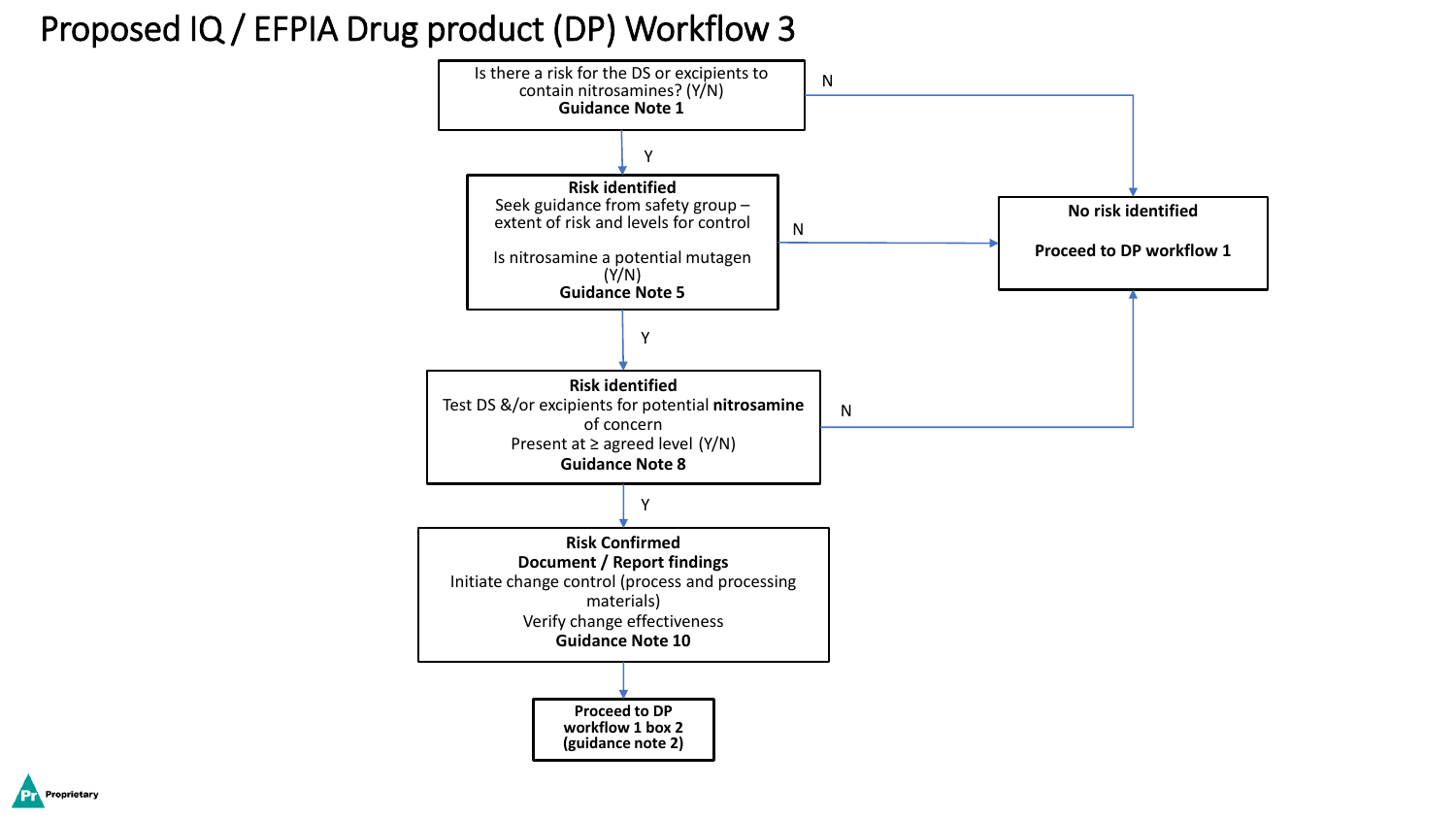# Proposed IQ / EFPIA Drug product (DP) Workflow 3

**Is there a risk for the DS or excipients to contain nitrosamines? (Y/N)**
**Guidance Note 1**

- N → **No risk identified** — **Proceed to DP workflow 1**
- Y ↓

**Risk identified**
Seek guidance from safety group – extent of risk and levels for control

Is nitrosamine a potential mutagen (Y/N)
**Guidance Note 5**

- N → **No risk identified** — **Proceed to DP workflow 1**
- Y ↓

**Risk identified**
Test DS &/or excipients for potential **nitrosamine** of concern
Present at ≥ agreed level (Y/N)
**Guidance Note 8**

- N → **No risk identified** — **Proceed to DP workflow 1**
- Y ↓

**Risk Confirmed**
**Document / Report findings**
Initiate change control (process and processing materials)
Verify change effectiveness
**Guidance Note 10**

↓

**Proceed to DP workflow 1 box 2 (guidance note 2)**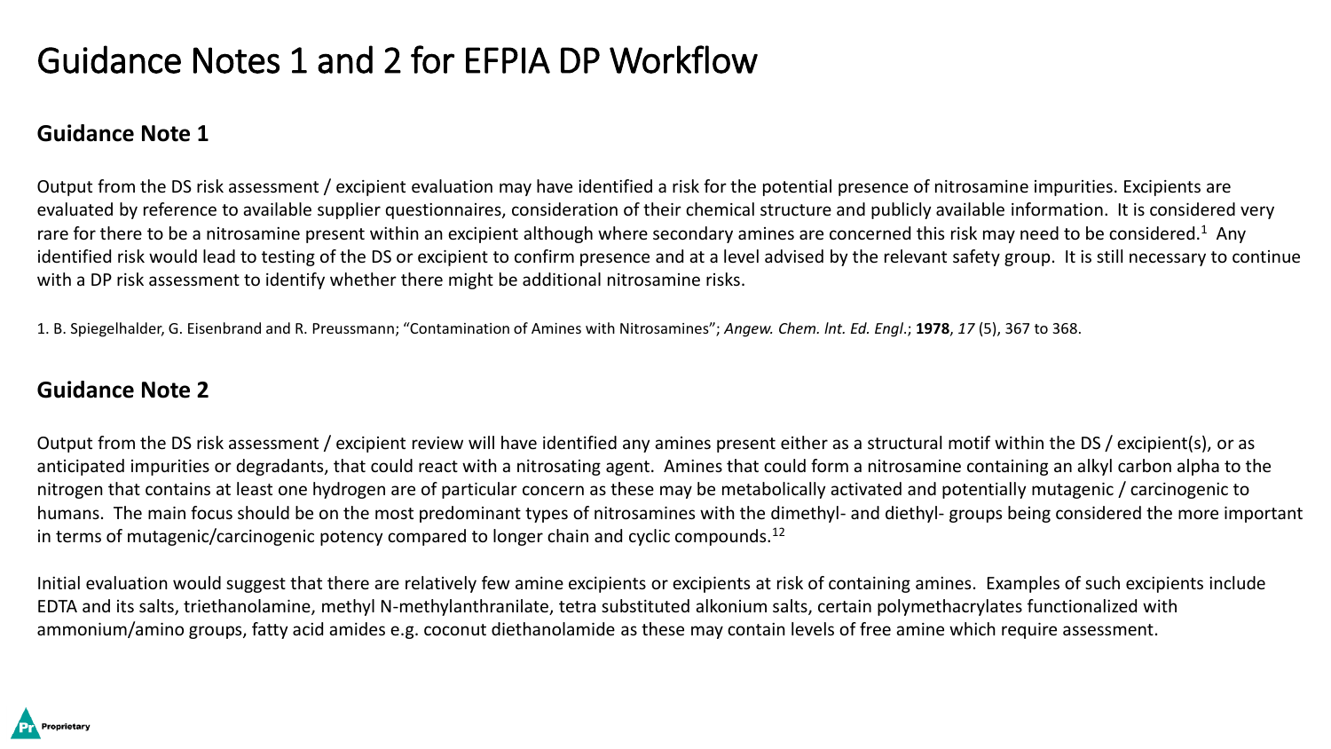# Guidance Notes 1 and 2 for EFPIA DP Workflow

## Guidance Note 1

Output from the DS risk assessment / excipient evaluation may have identified a risk for the potential presence of nitrosamine impurities. Excipients are evaluated by reference to available supplier questionnaires, consideration of their chemical structure and publicly available information. It is considered very rare for there to be a nitrosamine present within an excipient although where secondary amines are concerned this risk may need to be considered.[1] Any identified risk would lead to testing of the DS or excipient to confirm presence and at a level advised by the relevant safety group. It is still necessary to continue with a DP risk assessment to identify whether there might be additional nitrosamine risks.

1. B. Spiegelhalder, G. Eisenbrand and R. Preussmann; "Contamination of Amines with Nitrosamines"; *Angew. Chem. lnt. Ed. Engl*.; **1978**, *17* (5), 367 to 368.

## Guidance Note 2

Output from the DS risk assessment / excipient review will have identified any amines present either as a structural motif within the DS / excipient(s), or as anticipated impurities or degradants, that could react with a nitrosating agent. Amines that could form a nitrosamine containing an alkyl carbon alpha to the nitrogen that contains at least one hydrogen are of particular concern as these may be metabolically activated and potentially mutagenic / carcinogenic to humans. The main focus should be on the most predominant types of nitrosamines with the dimethyl- and diethyl- groups being considered the more important in terms of mutagenic/carcinogenic potency compared to longer chain and cyclic compounds.[12]

Initial evaluation would suggest that there are relatively few amine excipients or excipients at risk of containing amines. Examples of such excipients include EDTA and its salts, triethanolamine, methyl N-methylanthranilate, tetra substituted alkonium salts, certain polymethacrylates functionalized with ammonium/amino groups, fatty acid amides e.g. coconut diethanolamide as these may contain levels of free amine which require assessment.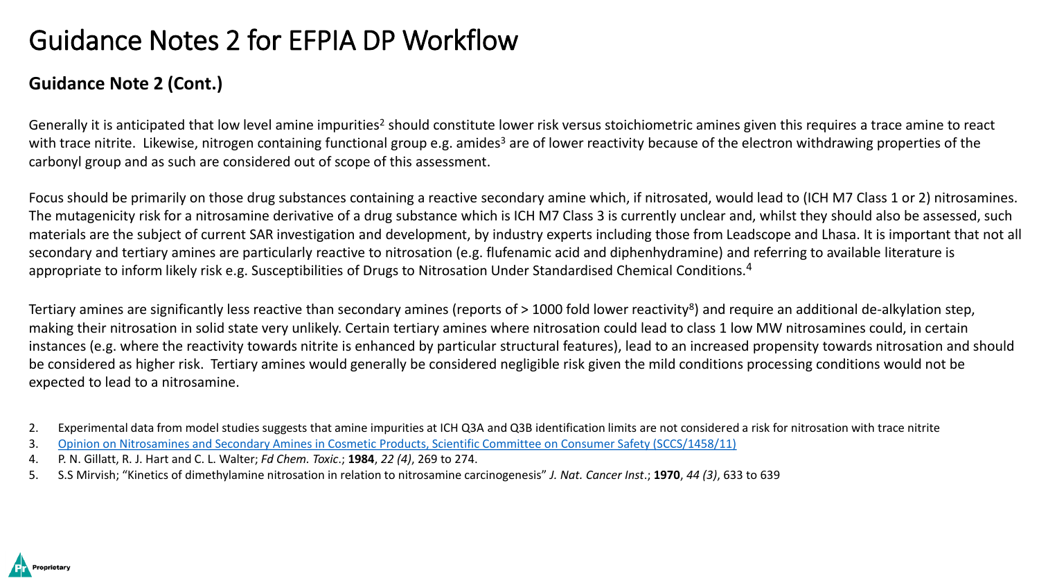# Guidance Notes 2 for EFPIA DP Workflow

## Guidance Note 2 (Cont.)

Generally it is anticipated that low level amine impurities[2] should constitute lower risk versus stoichiometric amines given this requires a trace amine to react with trace nitrite. Likewise, nitrogen containing functional group e.g. amides[3] are of lower reactivity because of the electron withdrawing properties of the carbonyl group and as such are considered out of scope of this assessment.

Focus should be primarily on those drug substances containing a reactive secondary amine which, if nitrosated, would lead to (ICH M7 Class 1 or 2) nitrosamines. The mutagenicity risk for a nitrosamine derivative of a drug substance which is ICH M7 Class 3 is currently unclear and, whilst they should also be assessed, such materials are the subject of current SAR investigation and development, by industry experts including those from Leadscope and Lhasa. It is important that not all secondary and tertiary amines are particularly reactive to nitrosation (e.g. flufenamic acid and diphenhydramine) and referring to available literature is appropriate to inform likely risk e.g. Susceptibilities of Drugs to Nitrosation Under Standardised Chemical Conditions.[4]

Tertiary amines are significantly less reactive than secondary amines (reports of > 1000 fold lower reactivity[8]) and require an additional de-alkylation step, making their nitrosation in solid state very unlikely. Certain tertiary amines where nitrosation could lead to class 1 low MW nitrosamines could, in certain instances (e.g. where the reactivity towards nitrite is enhanced by particular structural features), lead to an increased propensity towards nitrosation and should be considered as higher risk. Tertiary amines would generally be considered negligible risk given the mild conditions processing conditions would not be expected to lead to a nitrosamine.

2. Experimental data from model studies suggests that amine impurities at ICH Q3A and Q3B identification limits are not considered a risk for nitrosation with trace nitrite
3. Opinion on Nitrosamines and Secondary Amines in Cosmetic Products, Scientific Committee on Consumer Safety (SCCS/1458/11)
4. P. N. Gillatt, R. J. Hart and C. L. Walter; *Fd Chem. Toxic*.; **1984**, *22 (4)*, 269 to 274.
5. S.S Mirvish; "Kinetics of dimethylamine nitrosation in relation to nitrosamine carcinogenesis" *J. Nat. Cancer Inst*.; **1970**, *44 (3)*, 633 to 639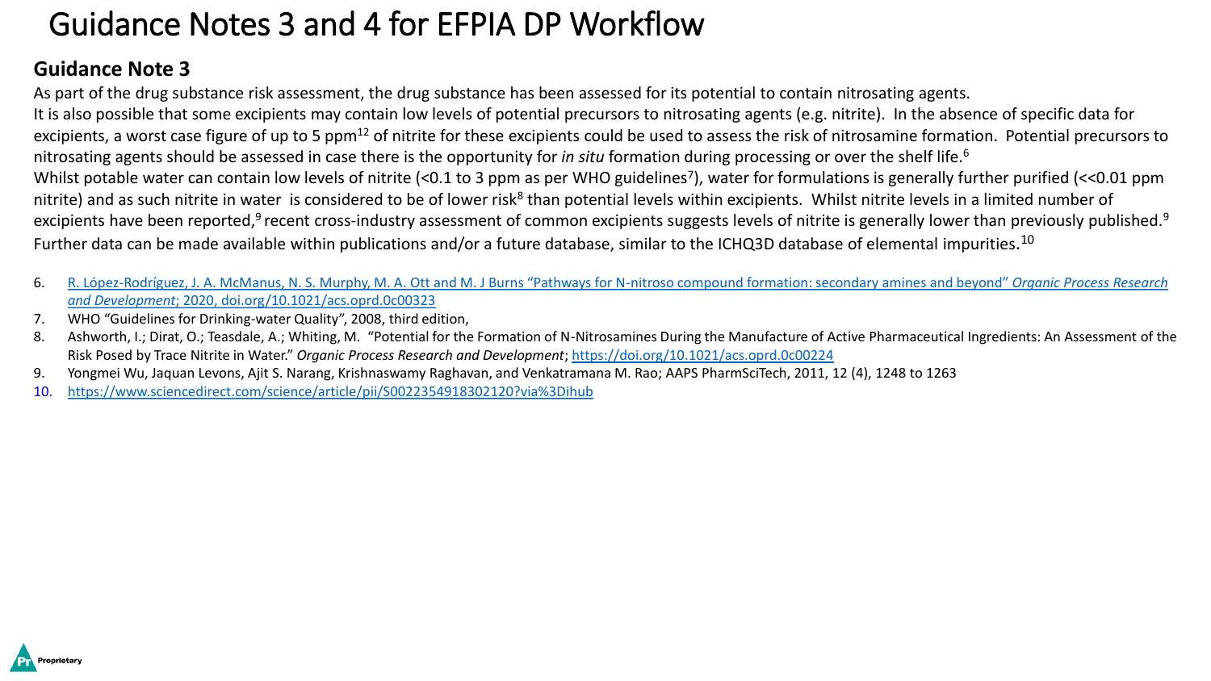# Guidance Notes 3 and 4 for EFPIA DP Workflow

## Guidance Note 3

As part of the drug substance risk assessment, the drug substance has been assessed for its potential to contain nitrosating agents.

It is also possible that some excipients may contain low levels of potential precursors to nitrosating agents (e.g. nitrite). In the absence of specific data for excipients, a worst case figure of up to 5 ppm[12] of nitrite for these excipients could be used to assess the risk of nitrosamine formation. Potential precursors to nitrosating agents should be assessed in case there is the opportunity for *in situ* formation during processing or over the shelf life.[6]

Whilst potable water can contain low levels of nitrite (<0.1 to 3 ppm as per WHO guidelines[7]), water for formulations is generally further purified (<<0.01 ppm nitrite) and as such nitrite in water is considered to be of lower risk[8] than potential levels within excipients. Whilst nitrite levels in a limited number of excipients have been reported,[9] recent cross-industry assessment of common excipients suggests levels of nitrite is generally lower than previously published.[9] Further data can be made available within publications and/or a future database, similar to the ICHQ3D database of elemental impurities.[10]

6. R. López-Rodríguez, J. A. McManus, N. S. Murphy, M. A. Ott and M. J Burns "Pathways for N-nitroso compound formation: secondary amines and beyond" *Organic Process Research and Development*; 2020, doi.org/10.1021/acs.oprd.0c00323
7. WHO "Guidelines for Drinking-water Quality", 2008, third edition,
8. Ashworth, I.; Dirat, O.; Teasdale, A.; Whiting, M. "Potential for the Formation of N-Nitrosamines During the Manufacture of Active Pharmaceutical Ingredients: An Assessment of the Risk Posed by Trace Nitrite in Water." *Organic Process Research and Development*; https://doi.org/10.1021/acs.oprd.0c00224
9. Yongmei Wu, Jaquan Levons, Ajit S. Narang, Krishnaswamy Raghavan, and Venkatramana M. Rao; AAPS PharmSciTech, 2011, 12 (4), 1248 to 1263
10. https://www.sciencedirect.com/science/article/pii/S0022354918302120?via%3Dihub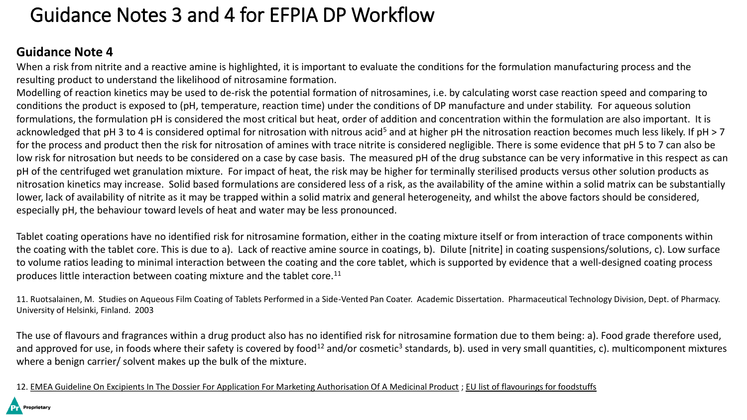# Guidance Notes 3 and 4 for EFPIA DP Workflow

## Guidance Note 4

When a risk from nitrite and a reactive amine is highlighted, it is important to evaluate the conditions for the formulation manufacturing process and the resulting product to understand the likelihood of nitrosamine formation.

Modelling of reaction kinetics may be used to de-risk the potential formation of nitrosamines, i.e. by calculating worst case reaction speed and comparing to conditions the product is exposed to (pH, temperature, reaction time) under the conditions of DP manufacture and under stability. For aqueous solution formulations, the formulation pH is considered the most critical but heat, order of addition and concentration within the formulation are also important. It is acknowledged that pH 3 to 4 is considered optimal for nitrosation with nitrous acid[5] and at higher pH the nitrosation reaction becomes much less likely. If pH > 7 for the process and product then the risk for nitrosation of amines with trace nitrite is considered negligible. There is some evidence that pH 5 to 7 can also be low risk for nitrosation but needs to be considered on a case by case basis. The measured pH of the drug substance can be very informative in this respect as can pH of the centrifuged wet granulation mixture. For impact of heat, the risk may be higher for terminally sterilised products versus other solution products as nitrosation kinetics may increase. Solid based formulations are considered less of a risk, as the availability of the amine within a solid matrix can be substantially lower, lack of availability of nitrite as it may be trapped within a solid matrix and general heterogeneity, and whilst the above factors should be considered, especially pH, the behaviour toward levels of heat and water may be less pronounced.

Tablet coating operations have no identified risk for nitrosamine formation, either in the coating mixture itself or from interaction of trace components within the coating with the tablet core. This is due to a). Lack of reactive amine source in coatings, b). Dilute [nitrite] in coating suspensions/solutions, c). Low surface to volume ratios leading to minimal interaction between the coating and the core tablet, which is supported by evidence that a well-designed coating process produces little interaction between coating mixture and the tablet core.[11]

11. Ruotsalainen, M. Studies on Aqueous Film Coating of Tablets Performed in a Side-Vented Pan Coater. Academic Dissertation. Pharmaceutical Technology Division, Dept. of Pharmacy. University of Helsinki, Finland. 2003

The use of flavours and fragrances within a drug product also has no identified risk for nitrosamine formation due to them being: a). Food grade therefore used, and approved for use, in foods where their safety is covered by food[12] and/or cosmetic[3] standards, b). used in very small quantities, c). multicomponent mixtures where a benign carrier/ solvent makes up the bulk of the mixture.

12. EMEA Guideline On Excipients In The Dossier For Application For Marketing Authorisation Of A Medicinal Product ; EU list of flavourings for foodstuffs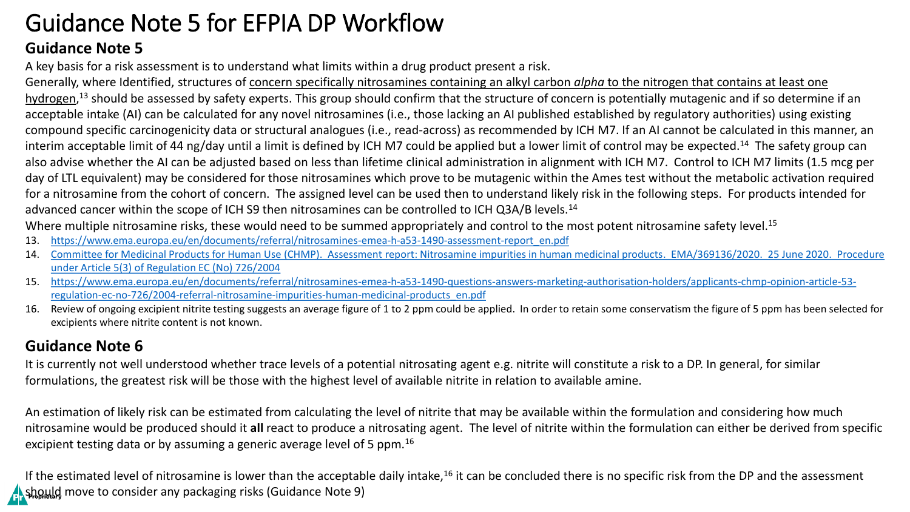# Guidance Note 5 for EFPIA DP Workflow

## Guidance Note 5

A key basis for a risk assessment is to understand what limits within a drug product present a risk.

Generally, where Identified, structures of concern specifically nitrosamines containing an alkyl carbon *alpha* to the nitrogen that contains at least one hydrogen,[13] should be assessed by safety experts. This group should confirm that the structure of concern is potentially mutagenic and if so determine if an acceptable intake (AI) can be calculated for any novel nitrosamines (i.e., those lacking an AI published established by regulatory authorities) using existing compound specific carcinogenicity data or structural analogues (i.e., read-across) as recommended by ICH M7. If an AI cannot be calculated in this manner, an interim acceptable limit of 44 ng/day until a limit is defined by ICH M7 could be applied but a lower limit of control may be expected.[14] The safety group can also advise whether the AI can be adjusted based on less than lifetime clinical administration in alignment with ICH M7. Control to ICH M7 limits (1.5 mcg per day of LTL equivalent) may be considered for those nitrosamines which prove to be mutagenic within the Ames test without the metabolic activation required for a nitrosamine from the cohort of concern. The assigned level can be used then to understand likely risk in the following steps. For products intended for advanced cancer within the scope of ICH S9 then nitrosamines can be controlled to ICH Q3A/B levels.[14]

Where multiple nitrosamine risks, these would need to be summed appropriately and control to the most potent nitrosamine safety level.[15]

13. https://www.ema.europa.eu/en/documents/referral/nitrosamines-emea-h-a53-1490-assessment-report_en.pdf
14. Committee for Medicinal Products for Human Use (CHMP). Assessment report: Nitrosamine impurities in human medicinal products. EMA/369136/2020. 25 June 2020. Procedure under Article 5(3) of Regulation EC (No) 726/2004
15. https://www.ema.europa.eu/en/documents/referral/nitrosamines-emea-h-a53-1490-questions-answers-marketing-authorisation-holders/applicants-chmp-opinion-article-53-regulation-ec-no-726/2004-referral-nitrosamine-impurities-human-medicinal-products_en.pdf
16. Review of ongoing excipient nitrite testing suggests an average figure of 1 to 2 ppm could be applied. In order to retain some conservatism the figure of 5 ppm has been selected for excipients where nitrite content is not known.

## Guidance Note 6

It is currently not well understood whether trace levels of a potential nitrosating agent e.g. nitrite will constitute a risk to a DP. In general, for similar formulations, the greatest risk will be those with the highest level of available nitrite in relation to available amine.

An estimation of likely risk can be estimated from calculating the level of nitrite that may be available within the formulation and considering how much nitrosamine would be produced should it **all** react to produce a nitrosating agent. The level of nitrite within the formulation can either be derived from specific excipient testing data or by assuming a generic average level of 5 ppm.[16]

If the estimated level of nitrosamine is lower than the acceptable daily intake,[16] it can be concluded there is no specific risk from the DP and the assessment should move to consider any packaging risks (Guidance Note 9)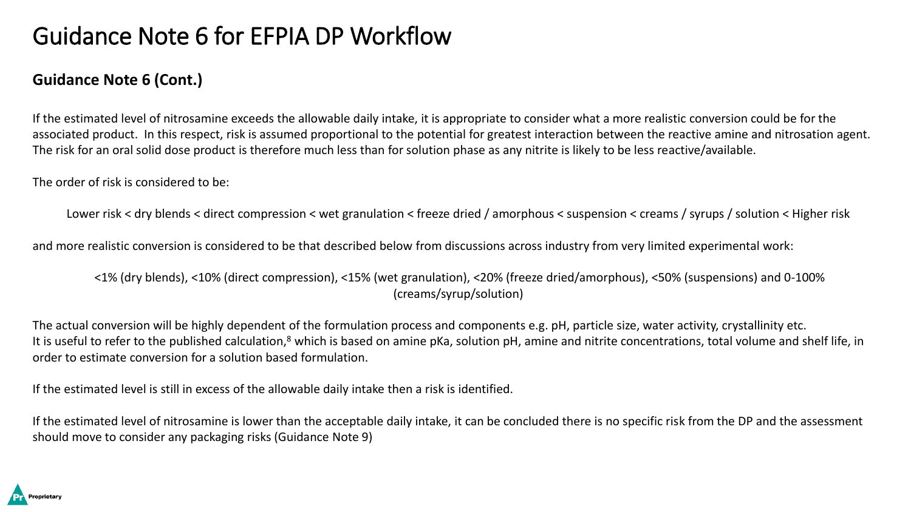# Guidance Note 6 for EFPIA DP Workflow

## Guidance Note 6 (Cont.)

If the estimated level of nitrosamine exceeds the allowable daily intake, it is appropriate to consider what a more realistic conversion could be for the associated product. In this respect, risk is assumed proportional to the potential for greatest interaction between the reactive amine and nitrosation agent. The risk for an oral solid dose product is therefore much less than for solution phase as any nitrite is likely to be less reactive/available.

The order of risk is considered to be:

Lower risk < dry blends < direct compression < wet granulation < freeze dried / amorphous < suspension < creams / syrups / solution < Higher risk

and more realistic conversion is considered to be that described below from discussions across industry from very limited experimental work:

<1% (dry blends), <10% (direct compression), <15% (wet granulation), <20% (freeze dried/amorphous), <50% (suspensions) and 0-100% (creams/syrup/solution)

The actual conversion will be highly dependent of the formulation process and components e.g. pH, particle size, water activity, crystallinity etc. It is useful to refer to the published calculation,[8] which is based on amine pKa, solution pH, amine and nitrite concentrations, total volume and shelf life, in order to estimate conversion for a solution based formulation.

If the estimated level is still in excess of the allowable daily intake then a risk is identified.

If the estimated level of nitrosamine is lower than the acceptable daily intake, it can be concluded there is no specific risk from the DP and the assessment should move to consider any packaging risks (Guidance Note 9)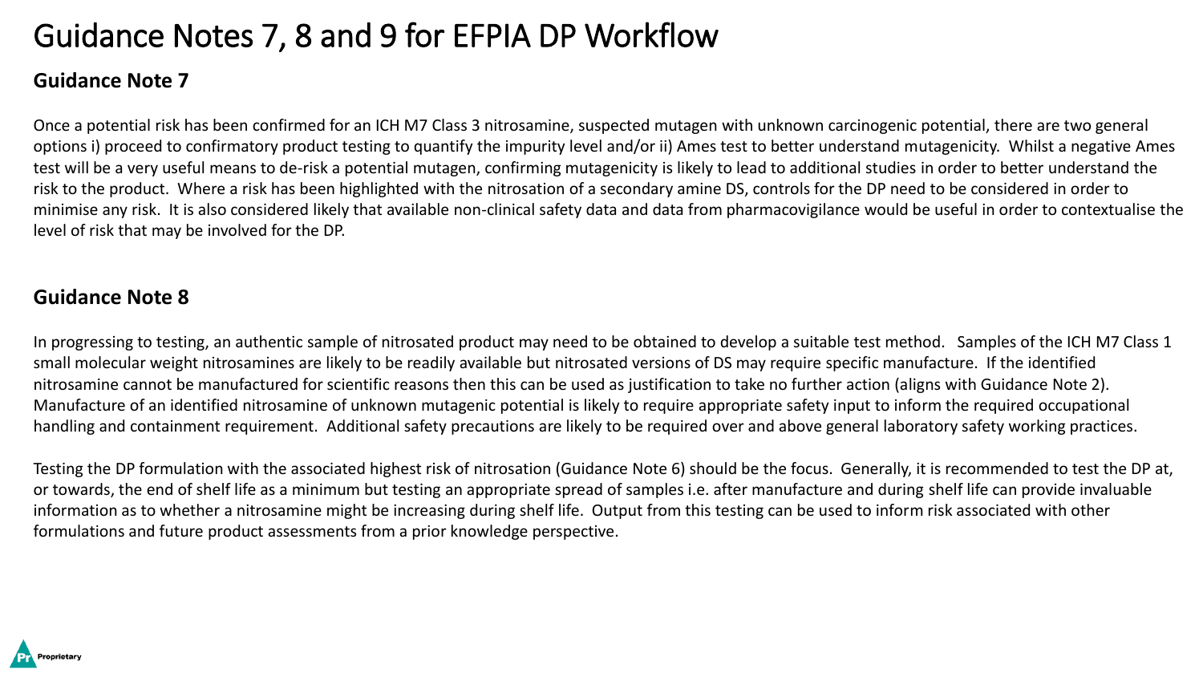# Guidance Notes 7, 8 and 9 for EFPIA DP Workflow

## Guidance Note 7

Once a potential risk has been confirmed for an ICH M7 Class 3 nitrosamine, suspected mutagen with unknown carcinogenic potential, there are two general options i) proceed to confirmatory product testing to quantify the impurity level and/or ii) Ames test to better understand mutagenicity. Whilst a negative Ames test will be a very useful means to de-risk a potential mutagen, confirming mutagenicity is likely to lead to additional studies in order to better understand the risk to the product. Where a risk has been highlighted with the nitrosation of a secondary amine DS, controls for the DP need to be considered in order to minimise any risk. It is also considered likely that available non-clinical safety data and data from pharmacovigilance would be useful in order to contextualise the level of risk that may be involved for the DP.

## Guidance Note 8

In progressing to testing, an authentic sample of nitrosated product may need to be obtained to develop a suitable test method. Samples of the ICH M7 Class 1 small molecular weight nitrosamines are likely to be readily available but nitrosated versions of DS may require specific manufacture. If the identified nitrosamine cannot be manufactured for scientific reasons then this can be used as justification to take no further action (aligns with Guidance Note 2). Manufacture of an identified nitrosamine of unknown mutagenic potential is likely to require appropriate safety input to inform the required occupational handling and containment requirement. Additional safety precautions are likely to be required over and above general laboratory safety working practices.

Testing the DP formulation with the associated highest risk of nitrosation (Guidance Note 6) should be the focus. Generally, it is recommended to test the DP at, or towards, the end of shelf life as a minimum but testing an appropriate spread of samples i.e. after manufacture and during shelf life can provide invaluable information as to whether a nitrosamine might be increasing during shelf life. Output from this testing can be used to inform risk associated with other formulations and future product assessments from a prior knowledge perspective.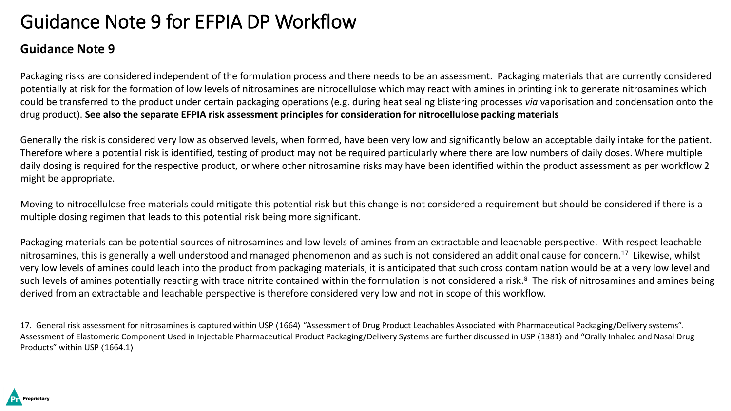# Guidance Note 9 for EFPIA DP Workflow

**Guidance Note 9**

Packaging risks are considered independent of the formulation process and there needs to be an assessment. Packaging materials that are currently considered potentially at risk for the formation of low levels of nitrosamines are nitrocellulose which may react with amines in printing ink to generate nitrosamines which could be transferred to the product under certain packaging operations (e.g. during heat sealing blistering processes *via* vaporisation and condensation onto the drug product). **See also the separate EFPIA risk assessment principles for consideration for nitrocellulose packing materials**

Generally the risk is considered very low as observed levels, when formed, have been very low and significantly below an acceptable daily intake for the patient. Therefore where a potential risk is identified, testing of product may not be required particularly where there are low numbers of daily doses. Where multiple daily dosing is required for the respective product, or where other nitrosamine risks may have been identified within the product assessment as per workflow 2 might be appropriate.

Moving to nitrocellulose free materials could mitigate this potential risk but this change is not considered a requirement but should be considered if there is a multiple dosing regimen that leads to this potential risk being more significant.

Packaging materials can be potential sources of nitrosamines and low levels of amines from an extractable and leachable perspective. With respect leachable nitrosamines, this is generally a well understood and managed phenomenon and as such is not considered an additional cause for concern.[17] Likewise, whilst very low levels of amines could leach into the product from packaging materials, it is anticipated that such cross contamination would be at a very low level and such levels of amines potentially reacting with trace nitrite contained within the formulation is not considered a risk.[8] The risk of nitrosamines and amines being derived from an extractable and leachable perspective is therefore considered very low and not in scope of this workflow.

17. General risk assessment for nitrosamines is captured within USP ⟨1664⟩ "Assessment of Drug Product Leachables Associated with Pharmaceutical Packaging/Delivery systems". Assessment of Elastomeric Component Used in Injectable Pharmaceutical Product Packaging/Delivery Systems are further discussed in USP ⟨1381⟩ and "Orally Inhaled and Nasal Drug Products" within USP ⟨1664.1⟩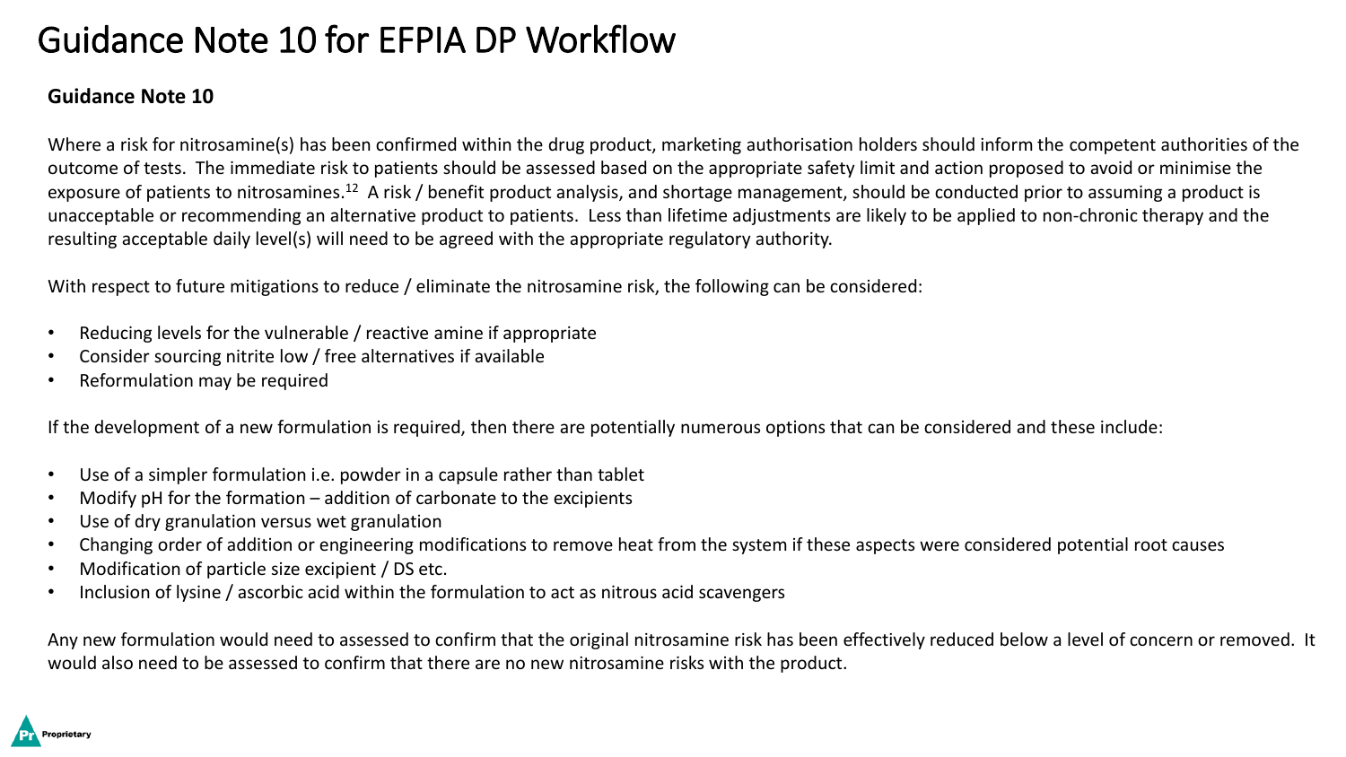# Guidance Note 10 for EFPIA DP Workflow

**Guidance Note 10**

Where a risk for nitrosamine(s) has been confirmed within the drug product, marketing authorisation holders should inform the competent authorities of the outcome of tests. The immediate risk to patients should be assessed based on the appropriate safety limit and action proposed to avoid or minimise the exposure of patients to nitrosamines.[12] A risk / benefit product analysis, and shortage management, should be conducted prior to assuming a product is unacceptable or recommending an alternative product to patients. Less than lifetime adjustments are likely to be applied to non-chronic therapy and the resulting acceptable daily level(s) will need to be agreed with the appropriate regulatory authority.

With respect to future mitigations to reduce / eliminate the nitrosamine risk, the following can be considered:

- Reducing levels for the vulnerable / reactive amine if appropriate
- Consider sourcing nitrite low / free alternatives if available
- Reformulation may be required

If the development of a new formulation is required, then there are potentially numerous options that can be considered and these include:

- Use of a simpler formulation i.e. powder in a capsule rather than tablet
- Modify pH for the formation – addition of carbonate to the excipients
- Use of dry granulation versus wet granulation
- Changing order of addition or engineering modifications to remove heat from the system if these aspects were considered potential root causes
- Modification of particle size excipient / DS etc.
- Inclusion of lysine / ascorbic acid within the formulation to act as nitrous acid scavengers

Any new formulation would need to assessed to confirm that the original nitrosamine risk has been effectively reduced below a level of concern or removed. It would also need to be assessed to confirm that there are no new nitrosamine risks with the product.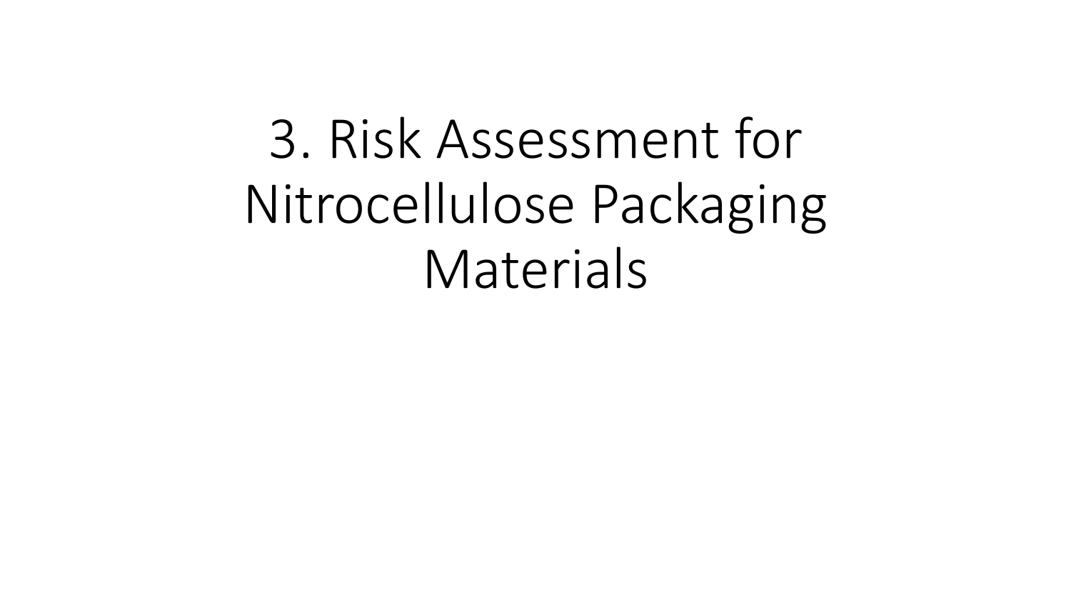# 3. Risk Assessment for Nitrocellulose Packaging Materials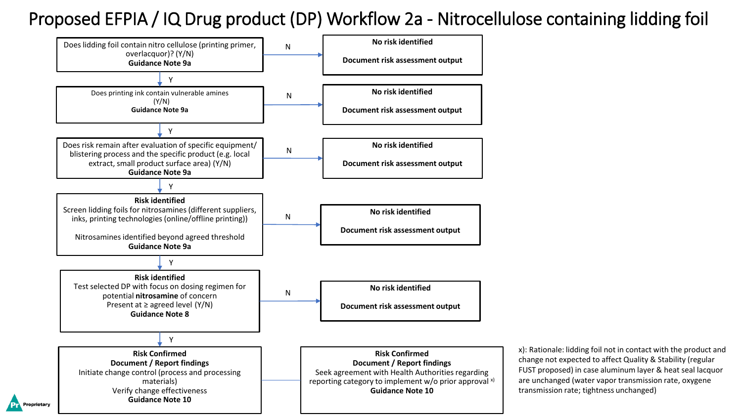# Proposed EFPIA / IQ Drug product (DP) Workflow 2a - Nitrocellulose containing lidding foil

Does lidding foil contain nitro cellulose (printing primer, overlacquor)? (Y/N)
**Guidance Note 9a**

- N → **No risk identified** / **Document risk assessment output**
- Y ↓

Does printing ink contain vulnerable amines (Y/N)
**Guidance Note 9a**

- N → **No risk identified** / **Document risk assessment output**
- Y ↓

Does risk remain after evaluation of specific equipment/ blistering process and the specific product (e.g. local extract, small product surface area) (Y/N)
**Guidance Note 9a**

- N → **No risk identified** / **Document risk assessment output**
- Y ↓

**Risk identified**
Screen lidding foils for nitrosamines (different suppliers, inks, printing technologies (online/offline printing))

Nitrosamines identified beyond agreed threshold
**Guidance Note 9a**

- N → **No risk identified** / **Document risk assessment output**
- Y ↓

**Risk identified**
Test selected DP with focus on dosing regimen for potential **nitrosamine** of concern
Present at ≥ agreed level (Y/N)
**Guidance Note 8**

- N → **No risk identified** / **Document risk assessment output**
- Y ↓

**Risk Confirmed**
**Document / Report findings**
Initiate change control (process and processing materials)
Verify change effectiveness
**Guidance Note 10**

— **Risk Confirmed**
**Document / Report findings**
Seek agreement with Health Authorities regarding reporting category to implement w/o prior approval [x)]
**Guidance Note 10**

x): Rationale: lidding foil not in contact with the product and change not expected to affect Quality & Stability (regular FUST proposed) in case aluminum layer & heat seal lacquor are unchanged (water vapor transmission rate, oxygene transmission rate; tightness unchanged)

Proprietary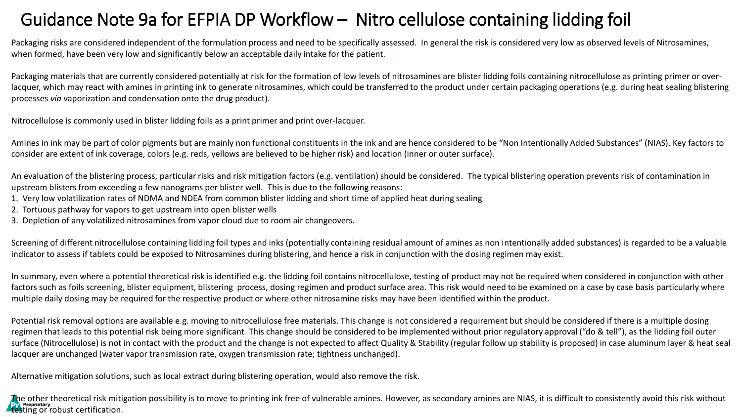# Guidance Note 9a for EFPIA DP Workflow – Nitro cellulose containing lidding foil

Packaging risks are considered independent of the formulation process and need to be specifically assessed. In general the risk is considered very low as observed levels of Nitrosamines, when formed, have been very low and significantly below an acceptable daily intake for the patient.

Packaging materials that are currently considered potentially at risk for the formation of low levels of nitrosamines are blister lidding foils containing nitrocellulose as printing primer or over-lacquer, which may react with amines in printing ink to generate nitrosamines, which could be transferred to the product under certain packaging operations (e.g. during heat sealing blistering processes *via* vaporization and condensation onto the drug product).

Nitrocellulose is commonly used in blister lidding foils as a print primer and print over-lacquer.

Amines in ink may be part of color pigments but are mainly non functional constituents in the ink and are hence considered to be "Non Intentionally Added Substances" (NIAS). Key factors to consider are extent of ink coverage, colors (e.g. reds, yellows are believed to be higher risk) and location (inner or outer surface).

An evaluation of the blistering process, particular risks and risk mitigation factors (e.g. ventilation) should be considered. The typical blistering operation prevents risk of contamination in upstream blisters from exceeding a few nanograms per blister well. This is due to the following reasons:

1. Very low volatilization rates of NDMA and NDEA from common blister lidding and short time of applied heat during sealing
2. Tortuous pathway for vapors to get upstream into open blister wells
3. Depletion of any volatilized nitrosamines from vapor cloud due to room air changeovers.

Screening of different nitrocellulose containing lidding foil types and inks (potentially containing residual amount of amines as non intentionally added substances) is regarded to be a valuable indicator to assess if tablets could be exposed to Nitrosamines during blistering, and hence a risk in conjunction with the dosing regimen may exist.

In summary, even where a potential theoretical risk is identified e.g. the lidding foil contains nitrocellulose, testing of product may not be required when considered in conjunction with other factors such as foils screening, blister equipment, blistering process, dosing regimen and product surface area. This risk would need to be examined on a case by case basis particularly where multiple daily dosing may be required for the respective product or where other nitrosamine risks may have been identified within the product.

Potential risk removal options are available e.g. moving to nitrocellulose free materials. This change is not considered a requirement but should be considered if there is a multiple dosing regimen that leads to this potential risk being more significant. This change should be considered to be implemented without prior regulatory approval ("do & tell"), as the lidding foil outer surface (Nitrocellulose) is not in contact with the product and the change is not expected to affect Quality & Stability (regular follow up stability is proposed) in case aluminum layer & heat seal lacquer are unchanged (water vapor transmission rate, oxygen transmission rate; tightness unchanged).

Alternative mitigation solutions, such as local extract during blistering operation, would also remove the risk.

The other theoretical risk mitigation possibility is to move to printing ink free of vulnerable amines. However, as secondary amines are NIAS, it is difficult to consistently avoid this risk without testing or robust certification.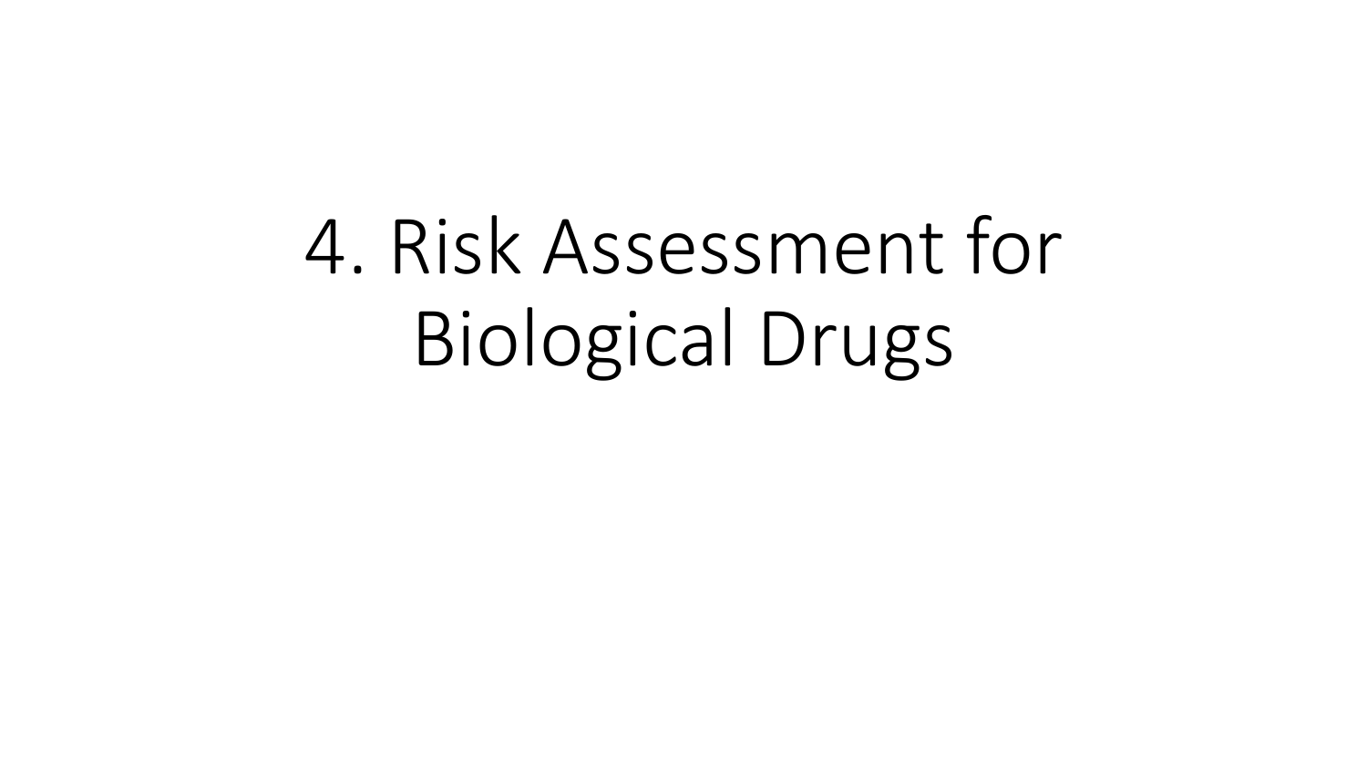# 4. Risk Assessment for Biological Drugs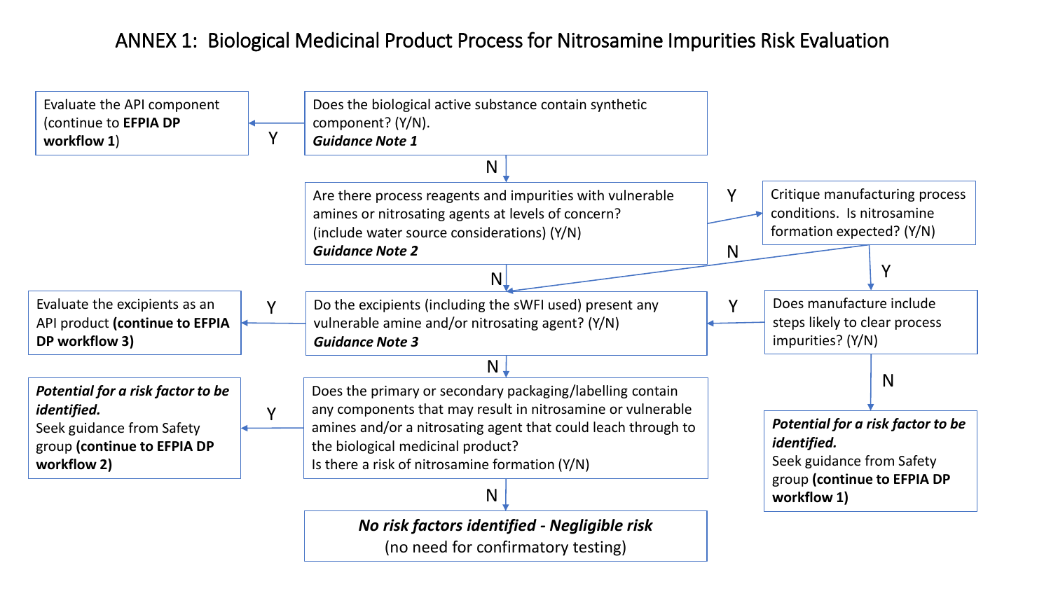# ANNEX 1: Biological Medicinal Product Process for Nitrosamine Impurities Risk Evaluation

**Does the biological active substance contain synthetic component? (Y/N).**
***Guidance Note 1***

- **Y** → Evaluate the API component (continue to **EFPIA DP workflow 1**)
- **N** → Are there process reagents and impurities with vulnerable amines or nitrosating agents at levels of concern?

**Are there process reagents and impurities with vulnerable amines or nitrosating agents at levels of concern? (include water source considerations) (Y/N)**
***Guidance Note 2***

- **Y** → Critique manufacturing process conditions. Is nitrosamine formation expected? (Y/N)
  - **N** → Do the excipients (including the sWFI used) present any vulnerable amine and/or nitrosating agent?
  - **Y** → Does manufacture include steps likely to clear process impurities? (Y/N)
    - **Y** → Do the excipients (including the sWFI used) present any vulnerable amine and/or nitrosating agent?
    - **N** → ***Potential for a risk factor to be identified.*** Seek guidance from Safety group **(continue to EFPIA DP workflow 1)**
- **N** → Do the excipients (including the sWFI used) present any vulnerable amine and/or nitrosating agent?

**Do the excipients (including the sWFI used) present any vulnerable amine and/or nitrosating agent? (Y/N)**
***Guidance Note 3***

- **Y** → Evaluate the excipients as an API product **(continue to EFPIA DP workflow 3)**
- **N** → Does the primary or secondary packaging/labelling contain any components that may result in nitrosamine or vulnerable amines and/or a nitrosating agent that could leach through to the biological medicinal product?

**Does the primary or secondary packaging/labelling contain any components that may result in nitrosamine or vulnerable amines and/or a nitrosating agent that could leach through to the biological medicinal product? Is there a risk of nitrosamine formation (Y/N)**

- **Y** → ***Potential for a risk factor to be identified.*** Seek guidance from Safety group **(continue to EFPIA DP workflow 2)**
- **N** → ***No risk factors identified - Negligible risk*** (no need for confirmatory testing)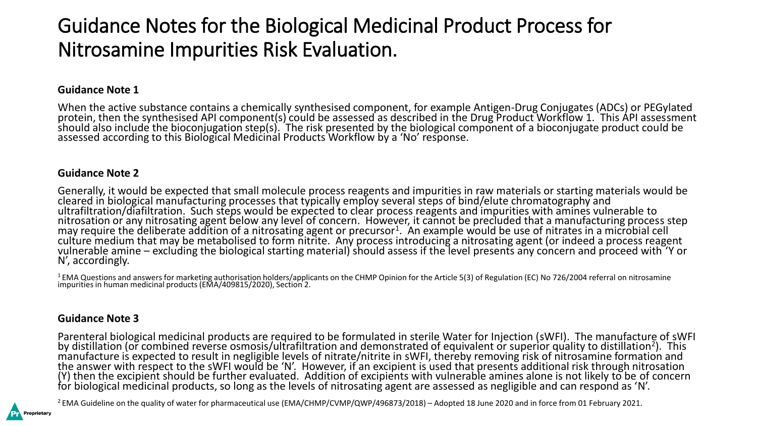# Guidance Notes for the Biological Medicinal Product Process for Nitrosamine Impurities Risk Evaluation.

**Guidance Note 1**

When the active substance contains a chemically synthesised component, for example Antigen-Drug Conjugates (ADCs) or PEGylated protein, then the synthesised API component(s) could be assessed as described in the Drug Product Workflow 1. This API assessment should also include the bioconjugation step(s). The risk presented by the biological component of a bioconjugate product could be assessed according to this Biological Medicinal Products Workflow by a 'No' response.

**Guidance Note 2**

Generally, it would be expected that small molecule process reagents and impurities in raw materials or starting materials would be cleared in biological manufacturing processes that typically employ several steps of bind/elute chromatography and ultrafiltration/diafiltration. Such steps would be expected to clear process reagents and impurities with amines vulnerable to nitrosation or any nitrosating agent below any level of concern. However, it cannot be precluded that a manufacturing process step may require the deliberate addition of a nitrosating agent or precursor[1]. An example would be use of nitrates in a microbial cell culture medium that may be metabolised to form nitrite. Any process introducing a nitrosating agent (or indeed a process reagent vulnerable amine – excluding the biological starting material) should assess if the level presents any concern and proceed with 'Y or N', accordingly.

[1] EMA Questions and answers for marketing authorisation holders/applicants on the CHMP Opinion for the Article 5(3) of Regulation (EC) No 726/2004 referral on nitrosamine impurities in human medicinal products (EMA/409815/2020), Section 2.

**Guidance Note 3**

Parenteral biological medicinal products are required to be formulated in sterile Water for Injection (sWFI). The manufacture of sWFI by distillation (or combined reverse osmosis/ultrafiltration and demonstrated of equivalent or superior quality to distillation[2]). This manufacture is expected to result in negligible levels of nitrate/nitrite in sWFI, thereby removing risk of nitrosamine formation and the answer with respect to the sWFI would be 'N'. However, if an excipient is used that presents additional risk through nitrosation (Y) then the excipient should be further evaluated. Addition of excipients with vulnerable amines alone is not likely to be of concern for biological medicinal products, so long as the levels of nitrosating agent are assessed as negligible and can respond as 'N'.

[2] EMA Guideline on the quality of water for pharmaceutical use (EMA/CHMP/CVMP/QWP/496873/2018) – Adopted 18 June 2020 and in force from 01 February 2021.